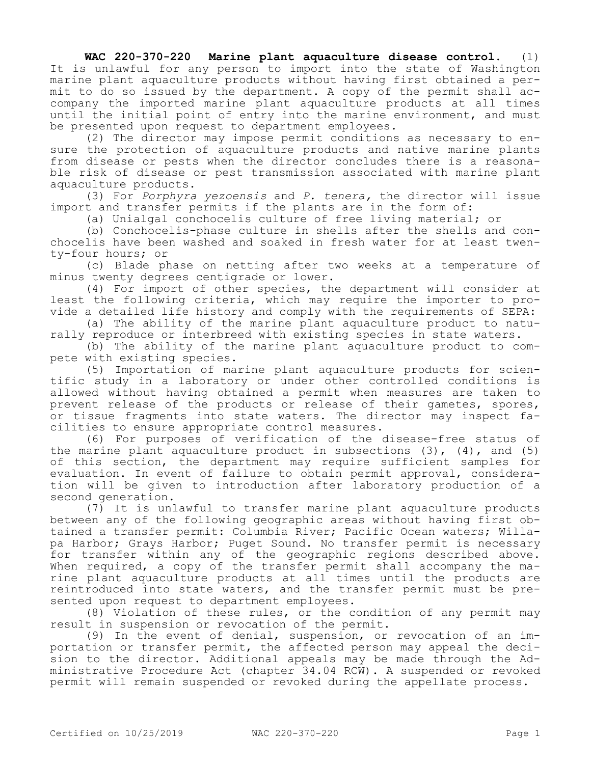**WAC 220-370-220 Marine plant aquaculture disease control.** (1) It is unlawful for any person to import into the state of Washington marine plant aquaculture products without having first obtained a permit to do so issued by the department. A copy of the permit shall accompany the imported marine plant aquaculture products at all times until the initial point of entry into the marine environment, and must be presented upon request to department employees.

(2) The director may impose permit conditions as necessary to ensure the protection of aquaculture products and native marine plants from disease or pests when the director concludes there is a reasonable risk of disease or pest transmission associated with marine plant aquaculture products.

(3) For *Porphyra yezoensis* and *P. tenera,* the director will issue import and transfer permits if the plants are in the form of:

(a) Unialgal conchocelis culture of free living material; or

(b) Conchocelis-phase culture in shells after the shells and conchocelis have been washed and soaked in fresh water for at least twenty-four hours; or

(c) Blade phase on netting after two weeks at a temperature of minus twenty degrees centigrade or lower.

(4) For import of other species, the department will consider at least the following criteria, which may require the importer to provide a detailed life history and comply with the requirements of SEPA:

(a) The ability of the marine plant aquaculture product to naturally reproduce or interbreed with existing species in state waters.

(b) The ability of the marine plant aquaculture product to compete with existing species.

(5) Importation of marine plant aquaculture products for scientific study in a laboratory or under other controlled conditions is allowed without having obtained a permit when measures are taken to prevent release of the products or release of their gametes, spores, or tissue fragments into state waters. The director may inspect facilities to ensure appropriate control measures.

(6) For purposes of verification of the disease-free status of the marine plant aquaculture product in subsections (3), (4), and (5) of this section, the department may require sufficient samples for evaluation. In event of failure to obtain permit approval, consideration will be given to introduction after laboratory production of a second generation.

(7) It is unlawful to transfer marine plant aquaculture products between any of the following geographic areas without having first obtained a transfer permit: Columbia River; Pacific Ocean waters; Willapa Harbor; Grays Harbor; Puget Sound. No transfer permit is necessary for transfer within any of the geographic regions described above. When required, a copy of the transfer permit shall accompany the marine plant aquaculture products at all times until the products are reintroduced into state waters, and the transfer permit must be presented upon request to department employees.

(8) Violation of these rules, or the condition of any permit may result in suspension or revocation of the permit.

(9) In the event of denial, suspension, or revocation of an importation or transfer permit, the affected person may appeal the decision to the director. Additional appeals may be made through the Administrative Procedure Act (chapter 34.04 RCW). A suspended or revoked permit will remain suspended or revoked during the appellate process.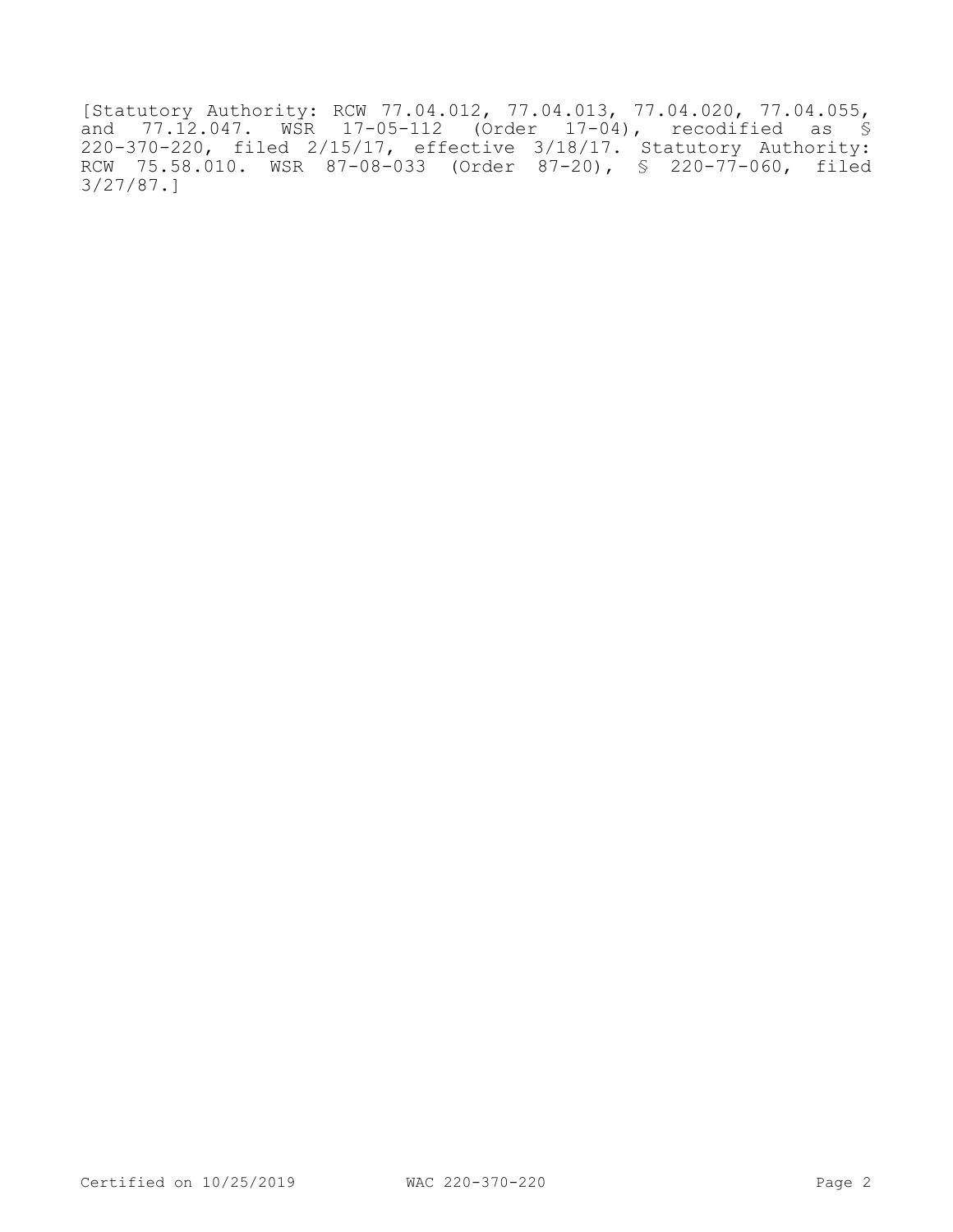[Statutory Authority: RCW 77.04.012, 77.04.013, 77.04.020, 77.04.055, and 77.12.047. WSR 17-05-112 (Order 17-04), recodified as § 220-370-220, filed 2/15/17, effective 3/18/17. Statutory Authority: RCW 75.58.010. WSR 87-08-033 (Order 87-20), § 220-77-060, filed 3/27/87.]